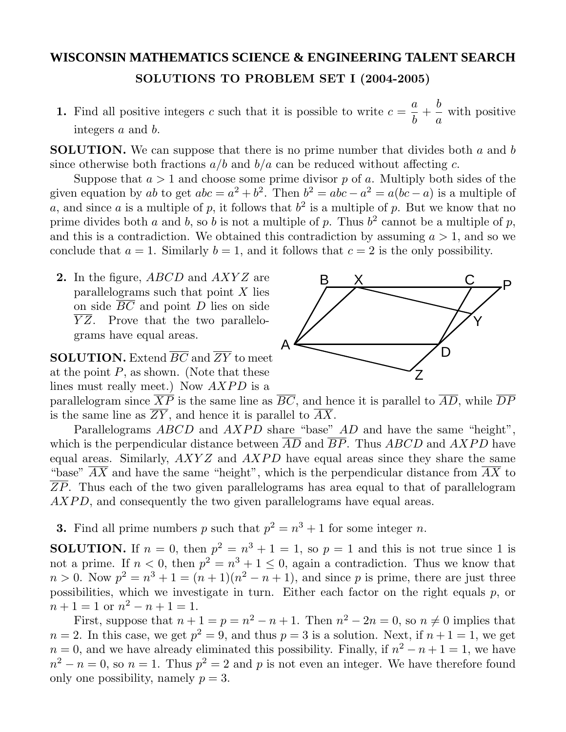# WISCONSIN MATHEMATICS SCIENCE & ENGINEERING TALENT SEARCH

## SOLUTIONS TO PROBLEM SET I (2004-2005)

**1.** Find all positive integers $c$ such that it is possible to write $c = \dfrac{a}{b} + \dfrac{b}{a}$ with positive integers $a$ and $b$.

**SOLUTION.** We can suppose that there is no prime number that divides both $a$ and $b$ since otherwise both fractions $a/b$ and $b/a$ can be reduced without affecting $c$.

Suppose that $a > 1$ and choose some prime divisor $p$ of $a$. Multiply both sides of the given equation by $ab$ to get $abc = a^2 + b^2$. Then $b^2 = abc - a^2 = a(bc - a)$ is a multiple of $a$, and since $a$ is a multiple of $p$, it follows that $b^2$ is a multiple of $p$. But we know that no prime divides both $a$ and $b$, so $b$ is not a multiple of $p$. Thus $b^2$ cannot be a multiple of $p$, and this is a contradiction. We obtained this contradiction by assuming $a > 1$, and so we conclude that $a = 1$. Similarly $b = 1$, and it follows that $c = 2$ is the only possibility.

**2.** In the figure, $ABCD$ and $AXYZ$ are parallelograms such that point $X$ lies on side $\overline{BC}$ and point $D$ lies on side $\overline{YZ}$. Prove that the two parallelograms have equal areas.

**SOLUTION.** Extend $\overline{BC}$ and $\overline{ZY}$ to meet at the point $P$, as shown. (Note that these lines must really meet.) Now $AXPD$ is a parallelogram since $\overline{XP}$ is the same line as $\overline{BC}$, and hence it is parallel to $\overline{AD}$, while $\overline{DP}$ is the same line as $\overline{ZY}$, and hence it is parallel to $\overline{AX}$.

Parallelograms $ABCD$ and $AXPD$ share "base" $AD$ and have the same "height", which is the perpendicular distance between $\overline{AD}$ and $\overline{BP}$. Thus $ABCD$ and $AXPD$ have equal areas. Similarly, $AXYZ$ and $AXPD$ have equal areas since they share the same "base" $\overline{AX}$ and have the same "height", which is the perpendicular distance from $\overline{AX}$ to $\overline{ZP}$. Thus each of the two given parallelograms has area equal to that of parallelogram $AXPD$, and consequently the two given parallelograms have equal areas.

**3.** Find all prime numbers $p$ such that $p^2 = n^3 + 1$ for some integer $n$.

**SOLUTION.** If $n = 0$, then $p^2 = n^3 + 1 = 1$, so $p = 1$ and this is not true since 1 is not a prime. If $n < 0$, then $p^2 = n^3 + 1 \le 0$, again a contradiction. Thus we know that $n > 0$. Now $p^2 = n^3 + 1 = (n+1)(n^2 - n + 1)$, and since $p$ is prime, there are just three possibilities, which we investigate in turn. Either each factor on the right equals $p$, or $n + 1 = 1$ or $n^2 - n + 1 = 1$.

First, suppose that $n + 1 = p = n^2 - n + 1$. Then $n^2 - 2n = 0$, so $n \neq 0$ implies that $n = 2$. In this case, we get $p^2 = 9$, and thus $p = 3$ is a solution. Next, if $n + 1 = 1$, we get $n = 0$, and we have already eliminated this possibility. Finally, if $n^2 - n + 1 = 1$, we have $n^2 - n = 0$, so $n = 1$. Thus $p^2 = 2$ and $p$ is not even an integer. We have therefore found only one possibility, namely $p = 3$.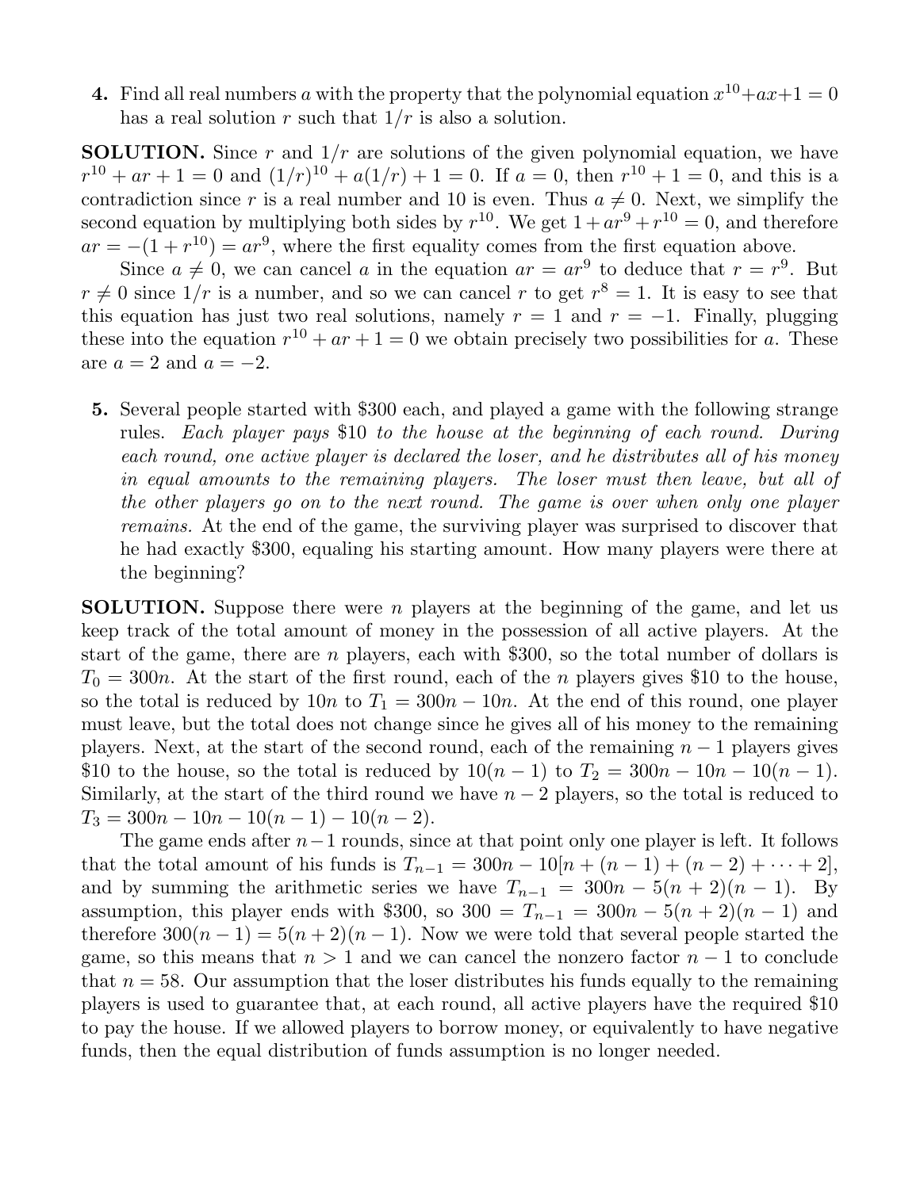**4.** Find all real numbers $a$ with the property that the polynomial equation $x^{10}+ax+1=0$ has a real solution $r$ such that $1/r$ is also a solution.

**SOLUTION.** Since $r$ and $1/r$ are solutions of the given polynomial equation, we have $r^{10}+ar+1=0$ and $(1/r)^{10}+a(1/r)+1=0$. If $a=0$, then $r^{10}+1=0$, and this is a contradiction since $r$ is a real number and 10 is even. Thus $a \neq 0$. Next, we simplify the second equation by multiplying both sides by $r^{10}$. We get $1+ar^9+r^{10}=0$, and therefore $ar=-(1+r^{10})=ar^9$, where the first equality comes from the first equation above.

Since $a \neq 0$, we can cancel $a$ in the equation $ar=ar^9$ to deduce that $r=r^9$. But $r \neq 0$ since $1/r$ is a number, and so we can cancel $r$ to get $r^8=1$. It is easy to see that this equation has just two real solutions, namely $r=1$ and $r=-1$. Finally, plugging these into the equation $r^{10}+ar+1=0$ we obtain precisely two possibilities for $a$. These are $a=2$ and $a=-2$.

**5.** Several people started with \$300 each, and played a game with the following strange rules. *Each player pays* \$10 *to the house at the beginning of each round. During each round, one active player is declared the loser, and he distributes all of his money in equal amounts to the remaining players. The loser must then leave, but all of the other players go on to the next round. The game is over when only one player remains.* At the end of the game, the surviving player was surprised to discover that he had exactly \$300, equaling his starting amount. How many players were there at the beginning?

**SOLUTION.** Suppose there were $n$ players at the beginning of the game, and let us keep track of the total amount of money in the possession of all active players. At the start of the game, there are $n$ players, each with \$300, so the total number of dollars is $T_0=300n$. At the start of the first round, each of the $n$ players gives \$10 to the house, so the total is reduced by $10n$ to $T_1=300n-10n$. At the end of this round, one player must leave, but the total does not change since he gives all of his money to the remaining players. Next, at the start of the second round, each of the remaining $n-1$ players gives \$10 to the house, so the total is reduced by $10(n-1)$ to $T_2=300n-10n-10(n-1)$. Similarly, at the start of the third round we have $n-2$ players, so the total is reduced to $T_3=300n-10n-10(n-1)-10(n-2)$.

The game ends after $n-1$ rounds, since at that point only one player is left. It follows that the total amount of his funds is $T_{n-1}=300n-10[n+(n-1)+(n-2)+\cdots+2]$, and by summing the arithmetic series we have $T_{n-1}=300n-5(n+2)(n-1)$. By assumption, this player ends with \$300, so $300=T_{n-1}=300n-5(n+2)(n-1)$ and therefore $300(n-1)=5(n+2)(n-1)$. Now we were told that several people started the game, so this means that $n>1$ and we can cancel the nonzero factor $n-1$ to conclude that $n=58$. Our assumption that the loser distributes his funds equally to the remaining players is used to guarantee that, at each round, all active players have the required \$10 to pay the house. If we allowed players to borrow money, or equivalently to have negative funds, then the equal distribution of funds assumption is no longer needed.